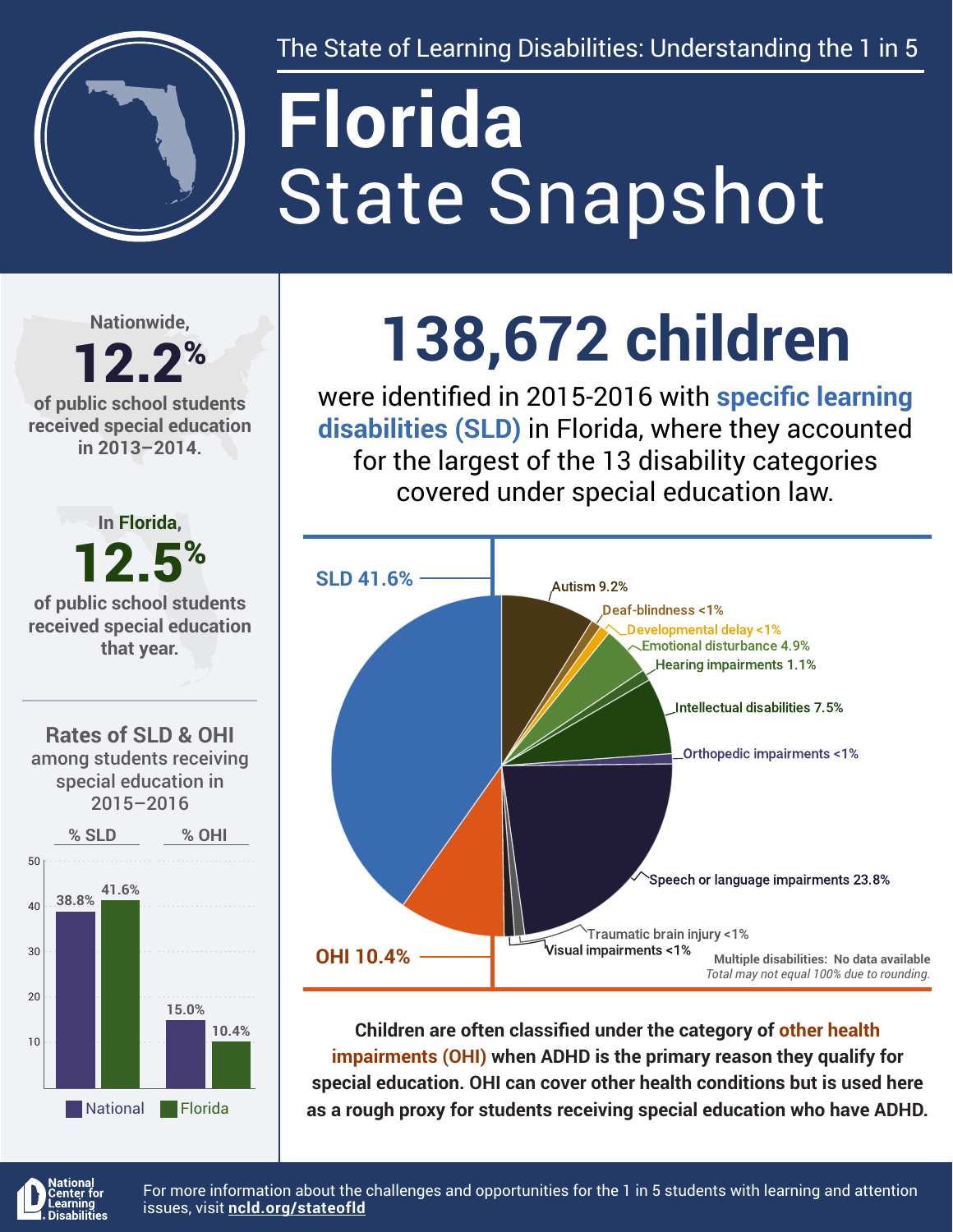The State of Learning Disabilities: Understanding the 1 in 5

# Florida
# State Snapshot

Nationwide,

**12.2%**

of public school students received special education in 2013–2014.

In Florida,

**12.5%**

of public school students received special education that year.

## Rates of SLD & OHI

among students receiving special education in 2015–2016

| | % SLD | % OHI |
|---|---|---|
| National | 38.8% | 15.0% |
| Florida | 41.6% | 10.4% |

# 138,672 children

were identified in 2015-2016 with **specific learning disabilities (SLD)** in Florida, where they accounted for the largest of the 13 disability categories covered under special education law.

- SLD 41.6%
- Autism 9.2%
- Deaf-blindness <1%
- Developmental delay <1%
- Emotional disturbance 4.9%
- Hearing impairments 1.1%
- Intellectual disabilities 7.5%
- Orthopedic impairments <1%
- Speech or language impairments 23.8%
- Traumatic brain injury <1%
- Visual impairments <1%
- OHI 10.4%

Multiple disabilities: No data available

*Total may not equal 100% due to rounding.*

**Children are often classified under the category of other health impairments (OHI) when ADHD is the primary reason they qualify for special education. OHI can cover other health conditions but is used here as a rough proxy for students receiving special education who have ADHD.**

National Center for Learning Disabilities

For more information about the challenges and opportunities for the 1 in 5 students with learning and attention issues, visit **ncld.org/stateofld**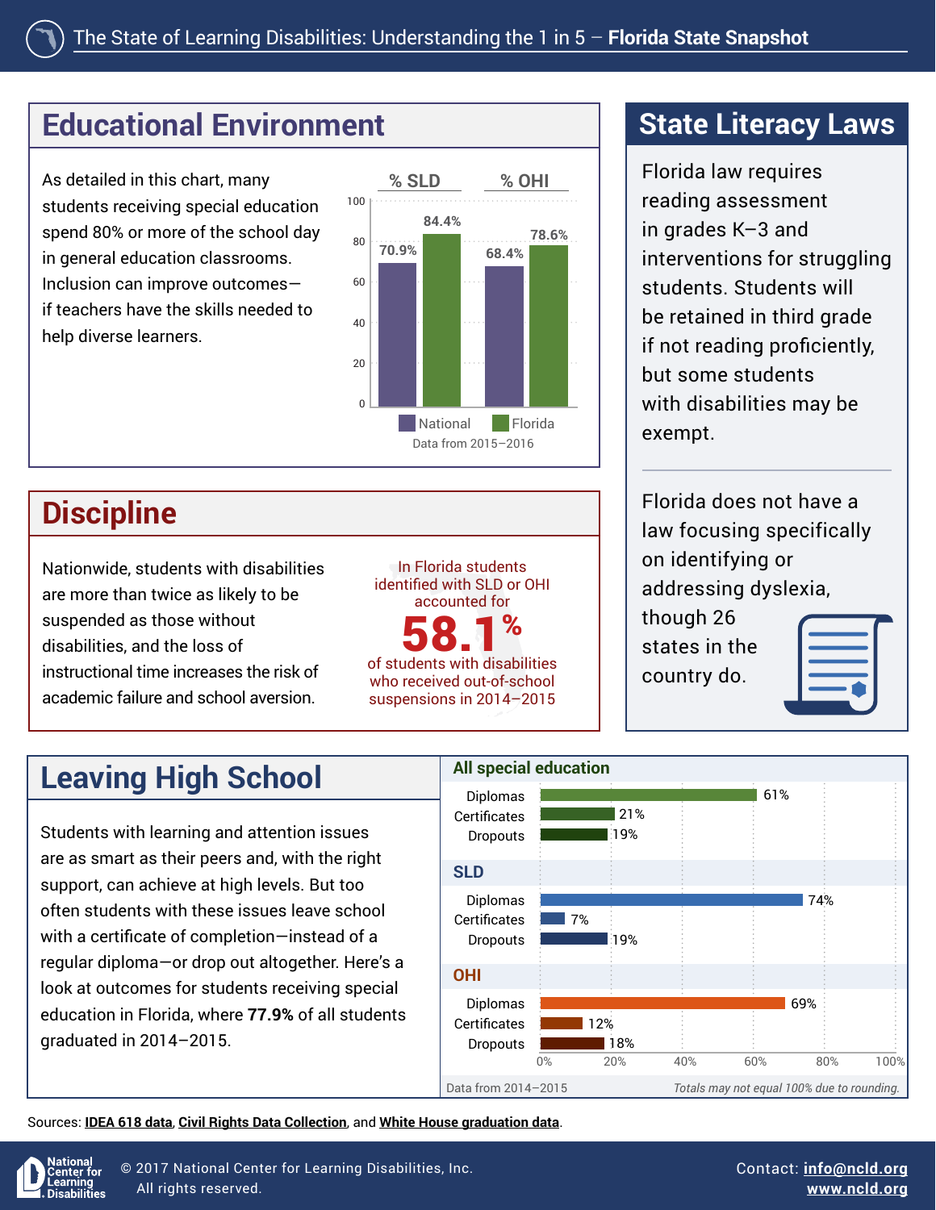# The State of Learning Disabilities: Understanding the 1 in 5 – **Florida State Snapshot**

## Educational Environment

As detailed in this chart, many students receiving special education spend 80% or more of the school day in general education classrooms. Inclusion can improve outcomes—if teachers have the skills needed to help diverse learners.

% SLD
% OHI
100
80
60
40
20
0
70.9%
84.4%
68.4%
78.6%
National
Florida
Data from 2015–2016

## State Literacy Laws

Florida law requires reading assessment in grades K–3 and interventions for struggling students. Students will be retained in third grade if not reading proficiently, but some students with disabilities may be exempt.

Florida does not have a law focusing specifically on identifying or addressing dyslexia, though 26 states in the country do.

## Discipline

Nationwide, students with disabilities are more than twice as likely to be suspended as those without disabilities, and the loss of instructional time increases the risk of academic failure and school aversion.

In Florida students identified with SLD or OHI accounted for **58.1%** of students with disabilities who received out-of-school suspensions in 2014–2015

## Leaving High School

Students with learning and attention issues are as smart as their peers and, with the right support, can achieve at high levels. But too often students with these issues leave school with a certificate of completion—instead of a regular diploma—or drop out altogether. Here's a look at outcomes for students receiving special education in Florida, where **77.9%** of all students graduated in 2014–2015.

**All special education**
Diplomas 61%
Certificates 21%
Dropouts 19%

**SLD**
Diplomas 74%
Certificates 7%
Dropouts 19%

**OHI**
Diplomas 69%
Certificates 12%
Dropouts 18%

0% 20% 40% 60% 80% 100%

Data from 2014–2015

*Totals may not equal 100% due to rounding.*

Sources: **IDEA 618 data**, **Civil Rights Data Collection**, and **White House graduation data**.

National Center for Learning Disabilities

© 2017 National Center for Learning Disabilities, Inc. All rights reserved.

Contact: **info@ncld.org** **www.ncld.org**